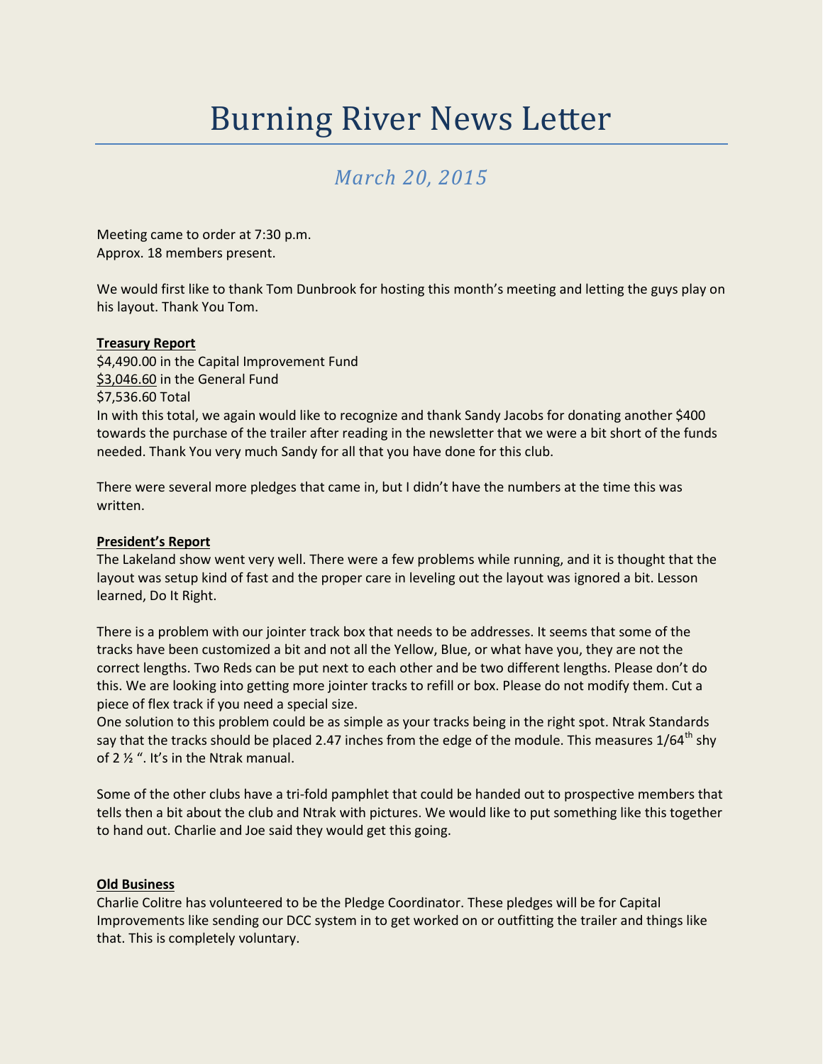# Burning River News Letter

*March 20, 2015*

Meeting came to order at 7:30 p.m.
Approx. 18 members present.

We would first like to thank Tom Dunbrook for hosting this month's meeting and letting the guys play on his layout. Thank You Tom.

**Treasury Report**

$4,490.00 in the Capital Improvement Fund
$3,046.60 in the General Fund
$7,536.60 Total

In with this total, we again would like to recognize and thank Sandy Jacobs for donating another $400 towards the purchase of the trailer after reading in the newsletter that we were a bit short of the funds needed. Thank You very much Sandy for all that you have done for this club.

There were several more pledges that came in, but I didn't have the numbers at the time this was written.

**President's Report**

The Lakeland show went very well. There were a few problems while running, and it is thought that the layout was setup kind of fast and the proper care in leveling out the layout was ignored a bit. Lesson learned, Do It Right.

There is a problem with our jointer track box that needs to be addresses. It seems that some of the tracks have been customized a bit and not all the Yellow, Blue, or what have you, they are not the correct lengths. Two Reds can be put next to each other and be two different lengths. Please don't do this. We are looking into getting more jointer tracks to refill or box. Please do not modify them. Cut a piece of flex track if you need a special size.

One solution to this problem could be as simple as your tracks being in the right spot. Ntrak Standards say that the tracks should be placed 2.47 inches from the edge of the module. This measures 1/64th shy of 2 ½ ". It's in the Ntrak manual.

Some of the other clubs have a tri-fold pamphlet that could be handed out to prospective members that tells then a bit about the club and Ntrak with pictures. We would like to put something like this together to hand out. Charlie and Joe said they would get this going.

**Old Business**

Charlie Colitre has volunteered to be the Pledge Coordinator. These pledges will be for Capital Improvements like sending our DCC system in to get worked on or outfitting the trailer and things like that. This is completely voluntary.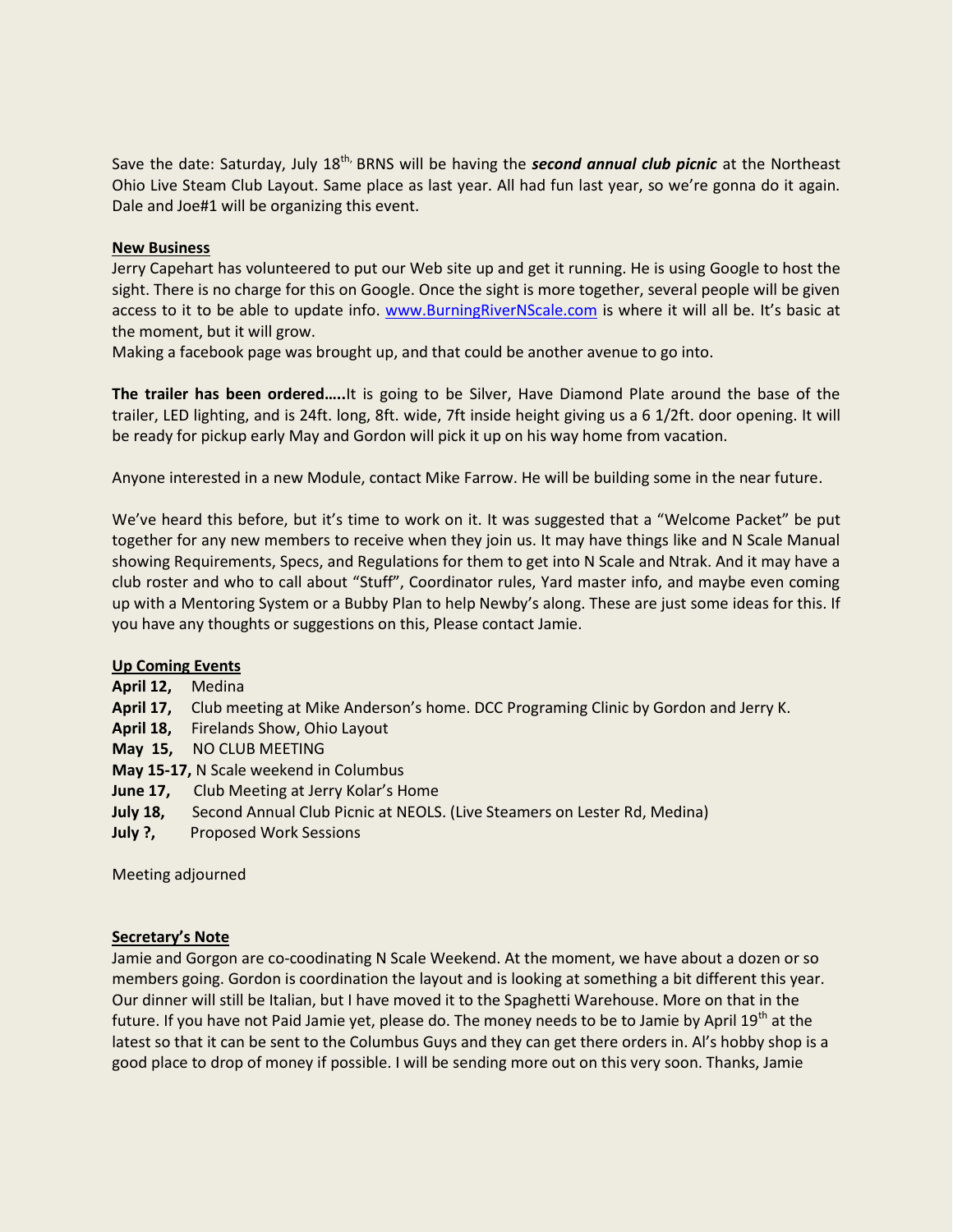Save the date: Saturday, July 18th, BRNS will be having the ***second annual club picnic*** at the Northeast Ohio Live Steam Club Layout. Same place as last year. All had fun last year, so we're gonna do it again. Dale and Joe#1 will be organizing this event.

**New Business**

Jerry Capehart has volunteered to put our Web site up and get it running. He is using Google to host the sight. There is no charge for this on Google. Once the sight is more together, several people will be given access to it to be able to update info. www.BurningRiverNScale.com is where it will all be. It's basic at the moment, but it will grow.

Making a facebook page was brought up, and that could be another avenue to go into.

**The trailer has been ordered…..**It is going to be Silver, Have Diamond Plate around the base of the trailer, LED lighting, and is 24ft. long, 8ft. wide, 7ft inside height giving us a 6 1/2ft. door opening. It will be ready for pickup early May and Gordon will pick it up on his way home from vacation.

Anyone interested in a new Module, contact Mike Farrow. He will be building some in the near future.

We've heard this before, but it's time to work on it. It was suggested that a "Welcome Packet" be put together for any new members to receive when they join us. It may have things like and N Scale Manual showing Requirements, Specs, and Regulations for them to get into N Scale and Ntrak. And it may have a club roster and who to call about "Stuff", Coordinator rules, Yard master info, and maybe even coming up with a Mentoring System or a Bubby Plan to help Newby's along. These are just some ideas for this. If you have any thoughts or suggestions on this, Please contact Jamie.

**Up Coming Events**

**April 12,** Medina
**April 17,** Club meeting at Mike Anderson's home. DCC Programing Clinic by Gordon and Jerry K.
**April 18,** Firelands Show, Ohio Layout
**May 15,** NO CLUB MEETING
**May 15-17,** N Scale weekend in Columbus
**June 17,** Club Meeting at Jerry Kolar's Home
**July 18,** Second Annual Club Picnic at NEOLS. (Live Steamers on Lester Rd, Medina)
**July ?,** Proposed Work Sessions

Meeting adjourned

**Secretary's Note**

Jamie and Gorgon are co-coodinating N Scale Weekend. At the moment, we have about a dozen or so members going. Gordon is coordination the layout and is looking at something a bit different this year. Our dinner will still be Italian, but I have moved it to the Spaghetti Warehouse. More on that in the future. If you have not Paid Jamie yet, please do. The money needs to be to Jamie by April 19th at the latest so that it can be sent to the Columbus Guys and they can get there orders in. Al's hobby shop is a good place to drop of money if possible. I will be sending more out on this very soon. Thanks, Jamie